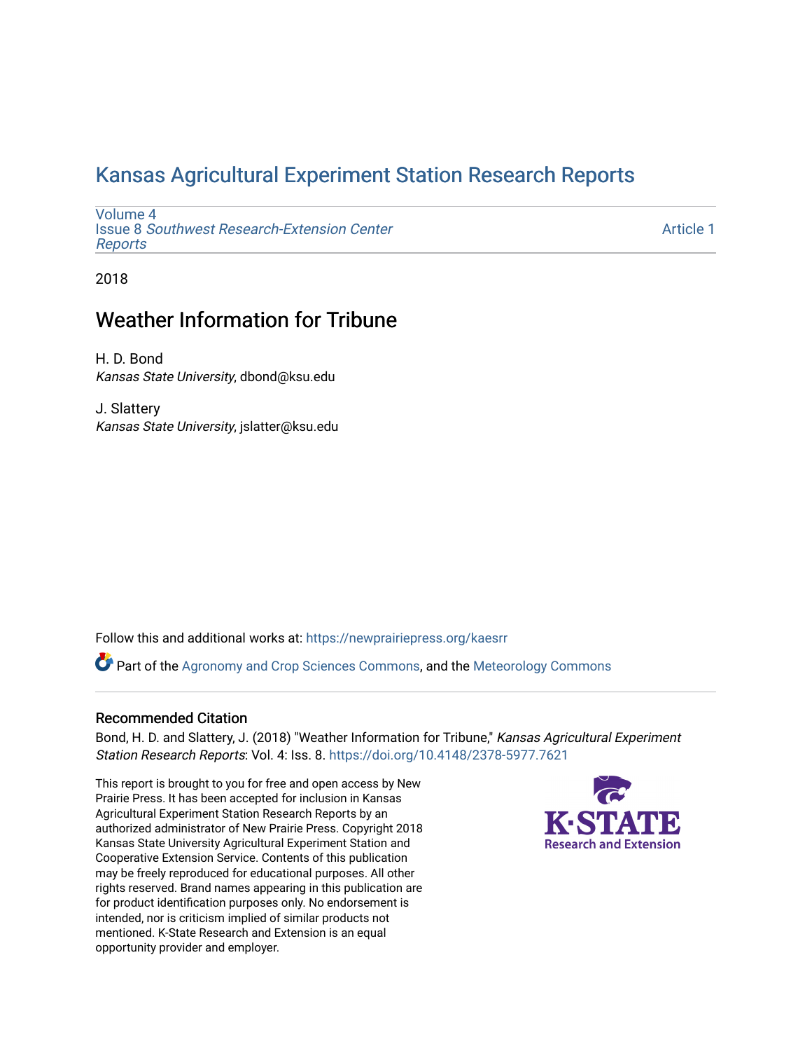# Kansas Agricultural Experiment Station Research Reports

Volume 4
Issue 8 *Southwest Research-Extension Center Reports*

Article 1

2018

## Weather Information for Tribune

H. D. Bond
*Kansas State University*, dbond@ksu.edu

J. Slattery
*Kansas State University*, jslatter@ksu.edu

Follow this and additional works at: https://newprairiepress.org/kaesrr

Part of the Agronomy and Crop Sciences Commons, and the Meteorology Commons

### Recommended Citation

Bond, H. D. and Slattery, J. (2018) "Weather Information for Tribune," *Kansas Agricultural Experiment Station Research Reports*: Vol. 4: Iss. 8. https://doi.org/10.4148/2378-5977.7621

This report is brought to you for free and open access by New Prairie Press. It has been accepted for inclusion in Kansas Agricultural Experiment Station Research Reports by an authorized administrator of New Prairie Press. Copyright 2018 Kansas State University Agricultural Experiment Station and Cooperative Extension Service. Contents of this publication may be freely reproduced for educational purposes. All other rights reserved. Brand names appearing in this publication are for product identification purposes only. No endorsement is intended, nor is criticism implied of similar products not mentioned. K-State Research and Extension is an equal opportunity provider and employer.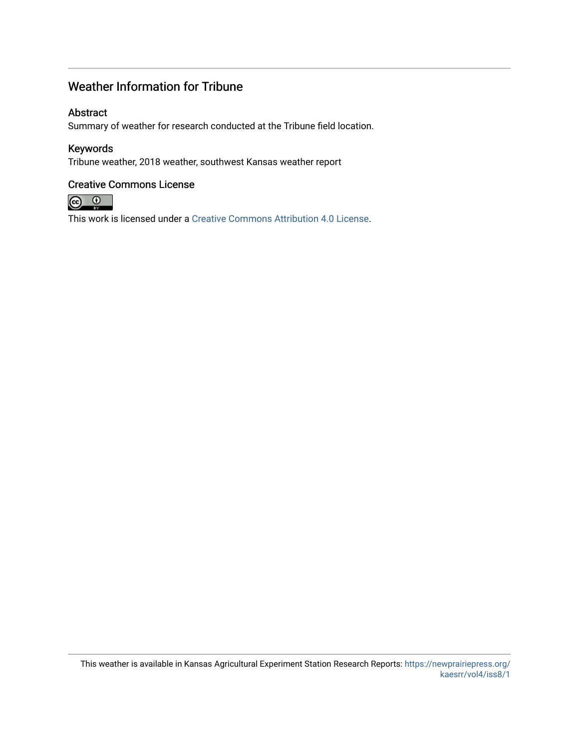## Weather Information for Tribune

### Abstract

Summary of weather for research conducted at the Tribune field location.

### Keywords

Tribune weather, 2018 weather, southwest Kansas weather report

### Creative Commons License

This work is licensed under a Creative Commons Attribution 4.0 License.

This weather is available in Kansas Agricultural Experiment Station Research Reports: https://newprairiepress.org/kaesrr/vol4/iss8/1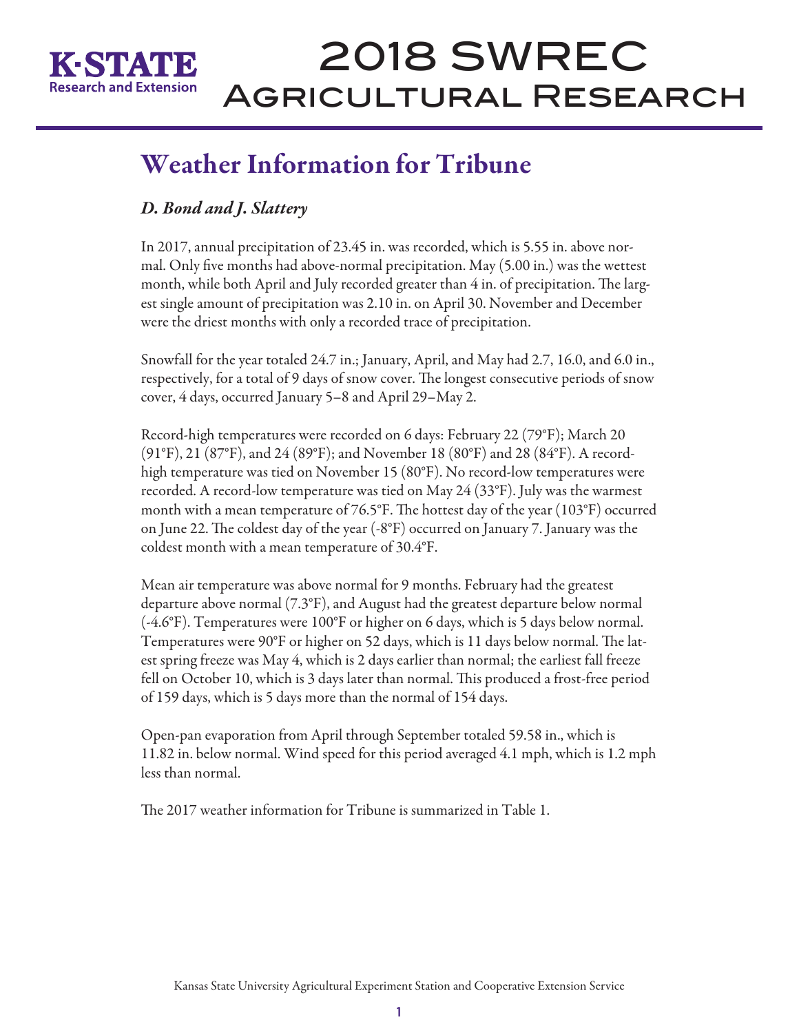# Weather Information for Tribune

*D. Bond and J. Slattery*

In 2017, annual precipitation of 23.45 in. was recorded, which is 5.55 in. above normal. Only five months had above-normal precipitation. May (5.00 in.) was the wettest month, while both April and July recorded greater than 4 in. of precipitation. The largest single amount of precipitation was 2.10 in. on April 30. November and December were the driest months with only a recorded trace of precipitation.

Snowfall for the year totaled 24.7 in.; January, April, and May had 2.7, 16.0, and 6.0 in., respectively, for a total of 9 days of snow cover. The longest consecutive periods of snow cover, 4 days, occurred January 5–8 and April 29–May 2.

Record-high temperatures were recorded on 6 days: February 22 (79°F); March 20 (91°F), 21 (87°F), and 24 (89°F); and November 18 (80°F) and 28 (84°F). A record-high temperature was tied on November 15 (80°F). No record-low temperatures were recorded. A record-low temperature was tied on May 24 (33°F). July was the warmest month with a mean temperature of 76.5°F. The hottest day of the year (103°F) occurred on June 22. The coldest day of the year (-8°F) occurred on January 7. January was the coldest month with a mean temperature of 30.4°F.

Mean air temperature was above normal for 9 months. February had the greatest departure above normal (7.3°F), and August had the greatest departure below normal (-4.6°F). Temperatures were 100°F or higher on 6 days, which is 5 days below normal. Temperatures were 90°F or higher on 52 days, which is 11 days below normal. The latest spring freeze was May 4, which is 2 days earlier than normal; the earliest fall freeze fell on October 10, which is 3 days later than normal. This produced a frost-free period of 159 days, which is 5 days more than the normal of 154 days.

Open-pan evaporation from April through September totaled 59.58 in., which is 11.82 in. below normal. Wind speed for this period averaged 4.1 mph, which is 1.2 mph less than normal.

The 2017 weather information for Tribune is summarized in Table 1.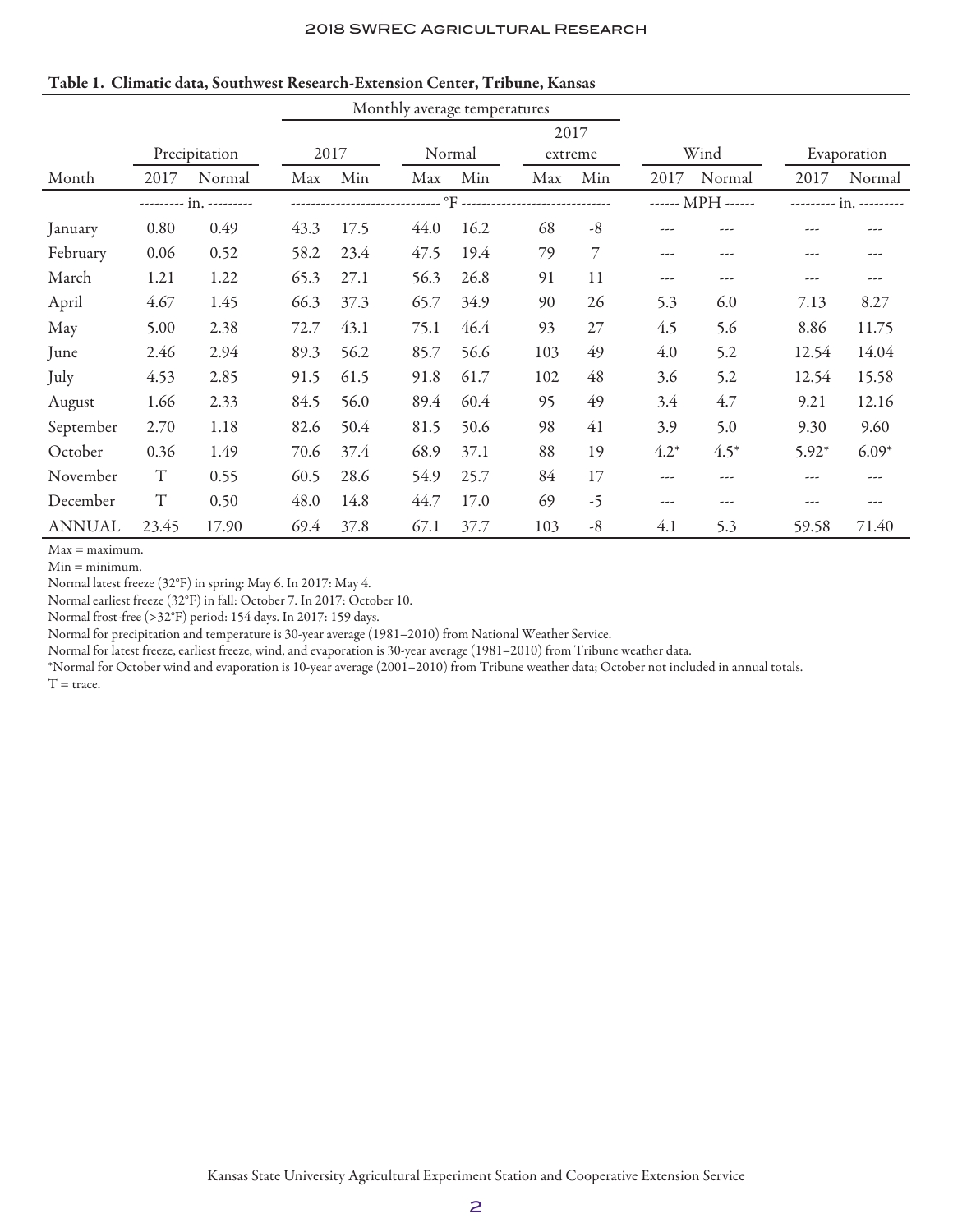**Table 1. Climatic data, Southwest Research-Extension Center, Tribune, Kansas**

| | Precipitation | | Monthly average temperatures | | | | | | Wind | | Evaporation | |
|---|---|---|---|---|---|---|---|---|---|---|---|---|
| | | | 2017 | | Normal | | 2017 extreme | | | | | |
| Month | 2017 | Normal | Max | Min | Max | Min | Max | Min | 2017 | Normal | 2017 | Normal |
| | --------- in. --------- | | ----------------------------- °F ----------------------------- | | | | | | ------ MPH ------ | | --------- in. --------- | |
| January | 0.80 | 0.49 | 43.3 | 17.5 | 44.0 | 16.2 | 68 | -8 | --- | --- | --- | --- |
| February | 0.06 | 0.52 | 58.2 | 23.4 | 47.5 | 19.4 | 79 | 7 | --- | --- | --- | --- |
| March | 1.21 | 1.22 | 65.3 | 27.1 | 56.3 | 26.8 | 91 | 11 | --- | --- | --- | --- |
| April | 4.67 | 1.45 | 66.3 | 37.3 | 65.7 | 34.9 | 90 | 26 | 5.3 | 6.0 | 7.13 | 8.27 |
| May | 5.00 | 2.38 | 72.7 | 43.1 | 75.1 | 46.4 | 93 | 27 | 4.5 | 5.6 | 8.86 | 11.75 |
| June | 2.46 | 2.94 | 89.3 | 56.2 | 85.7 | 56.6 | 103 | 49 | 4.0 | 5.2 | 12.54 | 14.04 |
| July | 4.53 | 2.85 | 91.5 | 61.5 | 91.8 | 61.7 | 102 | 48 | 3.6 | 5.2 | 12.54 | 15.58 |
| August | 1.66 | 2.33 | 84.5 | 56.0 | 89.4 | 60.4 | 95 | 49 | 3.4 | 4.7 | 9.21 | 12.16 |
| September | 2.70 | 1.18 | 82.6 | 50.4 | 81.5 | 50.6 | 98 | 41 | 3.9 | 5.0 | 9.30 | 9.60 |
| October | 0.36 | 1.49 | 70.6 | 37.4 | 68.9 | 37.1 | 88 | 19 | 4.2* | 4.5* | 5.92* | 6.09* |
| November | T | 0.55 | 60.5 | 28.6 | 54.9 | 25.7 | 84 | 17 | --- | --- | --- | --- |
| December | T | 0.50 | 48.0 | 14.8 | 44.7 | 17.0 | 69 | -5 | --- | --- | --- | --- |
| ANNUAL | 23.45 | 17.90 | 69.4 | 37.8 | 67.1 | 37.7 | 103 | -8 | 4.1 | 5.3 | 59.58 | 71.40 |

Max = maximum.
Min = minimum.
Normal latest freeze (32°F) in spring: May 6. In 2017: May 4.
Normal earliest freeze (32°F) in fall: October 7. In 2017: October 10.
Normal frost-free (>32°F) period: 154 days. In 2017: 159 days.
Normal for precipitation and temperature is 30-year average (1981–2010) from National Weather Service.
Normal for latest freeze, earliest freeze, wind, and evaporation is 30-year average (1981–2010) from Tribune weather data.
*Normal for October wind and evaporation is 10-year average (2001–2010) from Tribune weather data; October not included in annual totals.
T = trace.